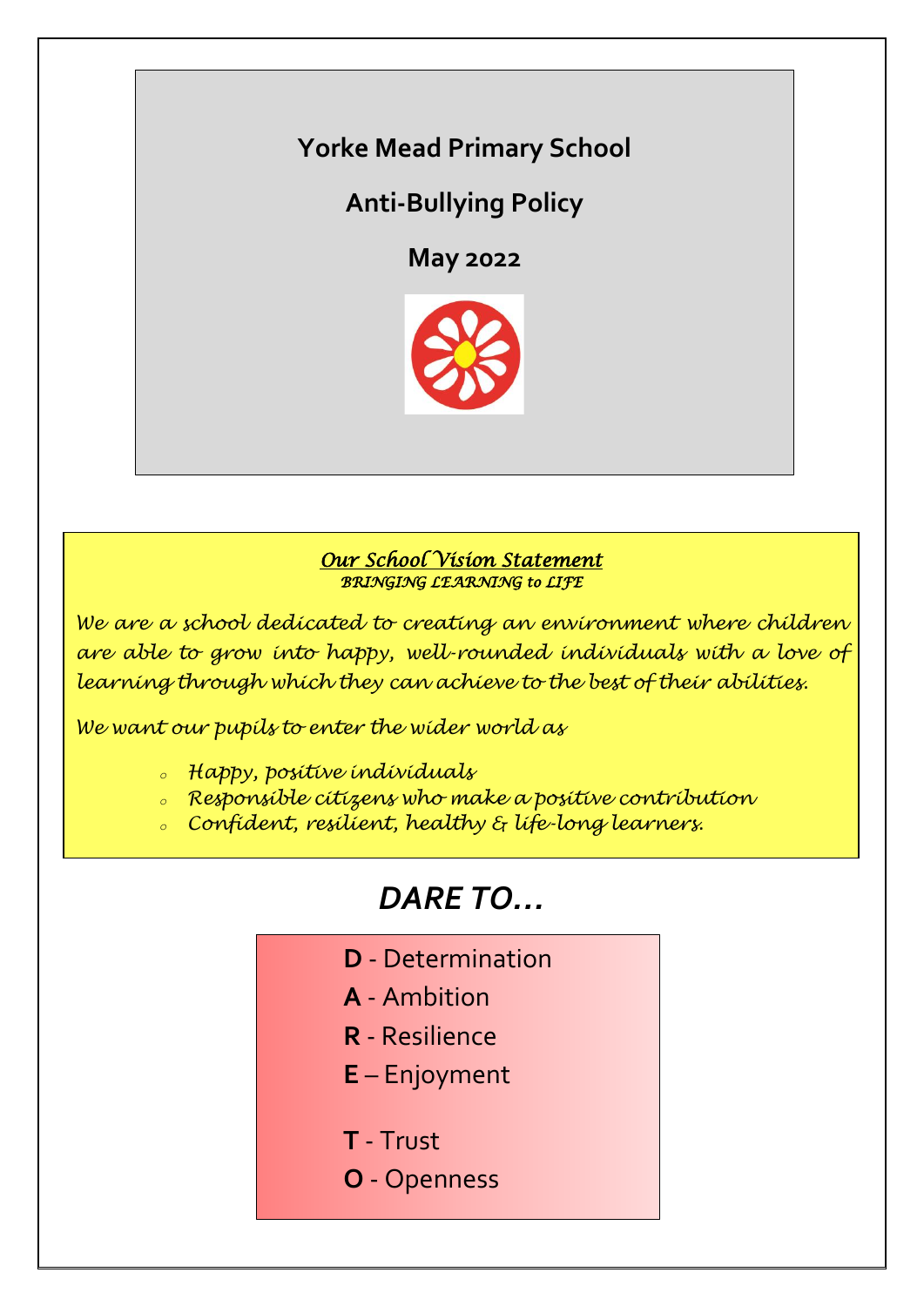# Yorke Mead Primary School

## Anti-Bullying Policy

### May 2022

***Our School Vision Statement***
***BRINGING LEARNING to LIFE***

*We are a school dedicated to creating an environment where children are able to grow into happy, well-rounded individuals with a love of learning through which they can achieve to the best of their abilities.*

*We want our pupils to enter the wider world as*

- *Happy, positive individuals*
- *Responsible citizens who make a positive contribution*
- *Confident, resilient, healthy & life-long learners.*

## *DARE TO…*

**D** - Determination

**A** - Ambition

**R** - Resilience

**E** – Enjoyment

**T** - Trust

**O** - Openness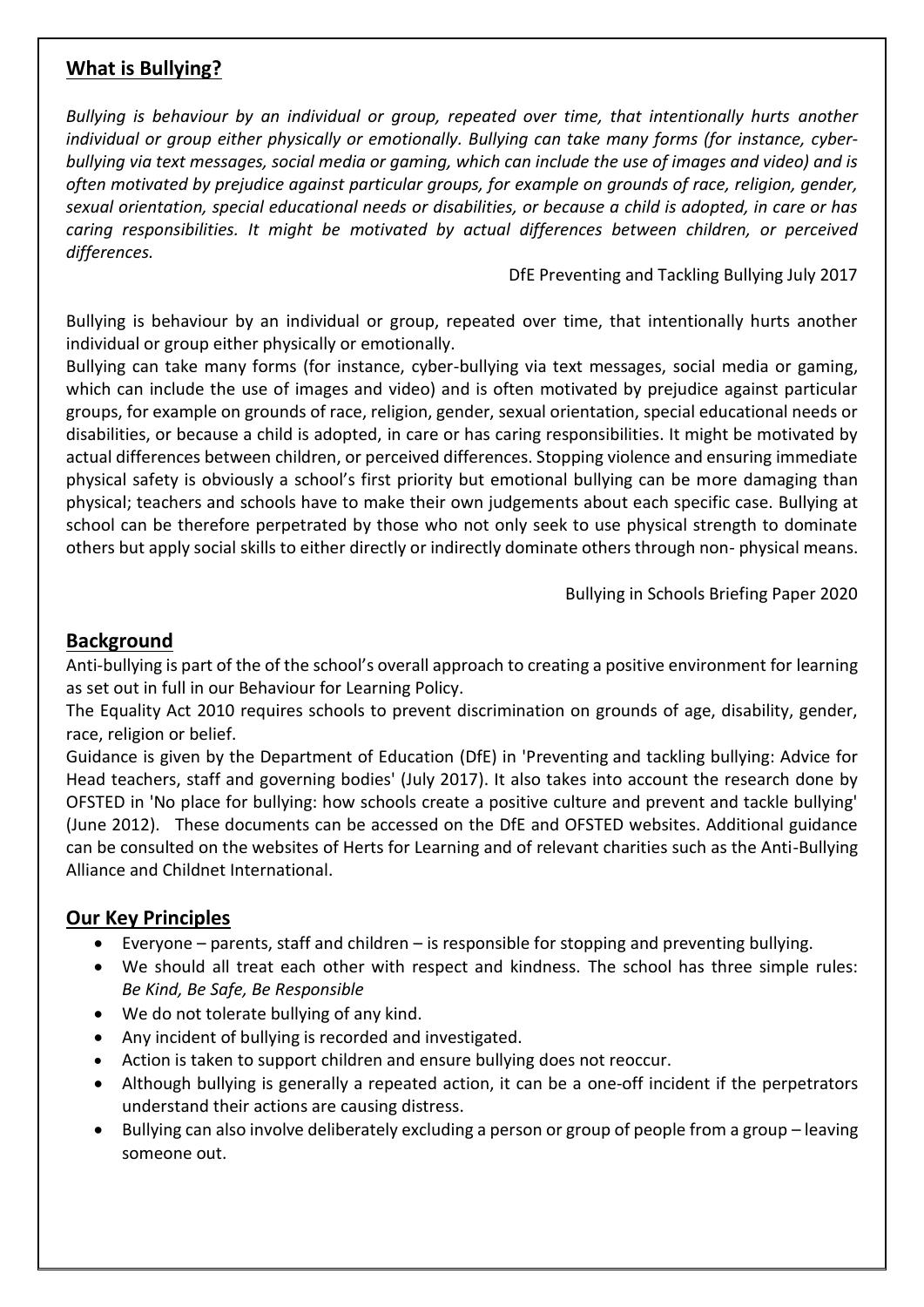## What is Bullying?

*Bullying is behaviour by an individual or group, repeated over time, that intentionally hurts another individual or group either physically or emotionally. Bullying can take many forms (for instance, cyber-bullying via text messages, social media or gaming, which can include the use of images and video) and is often motivated by prejudice against particular groups, for example on grounds of race, religion, gender, sexual orientation, special educational needs or disabilities, or because a child is adopted, in care or has caring responsibilities. It might be motivated by actual differences between children, or perceived differences.*

DfE Preventing and Tackling Bullying July 2017

Bullying is behaviour by an individual or group, repeated over time, that intentionally hurts another individual or group either physically or emotionally.
Bullying can take many forms (for instance, cyber-bullying via text messages, social media or gaming, which can include the use of images and video) and is often motivated by prejudice against particular groups, for example on grounds of race, religion, gender, sexual orientation, special educational needs or disabilities, or because a child is adopted, in care or has caring responsibilities. It might be motivated by actual differences between children, or perceived differences. Stopping violence and ensuring immediate physical safety is obviously a school's first priority but emotional bullying can be more damaging than physical; teachers and schools have to make their own judgements about each specific case. Bullying at school can be therefore perpetrated by those who not only seek to use physical strength to dominate others but apply social skills to either directly or indirectly dominate others through non- physical means.

Bullying in Schools Briefing Paper 2020

## Background

Anti-bullying is part of the of the school's overall approach to creating a positive environment for learning as set out in full in our Behaviour for Learning Policy.
The Equality Act 2010 requires schools to prevent discrimination on grounds of age, disability, gender, race, religion or belief.
Guidance is given by the Department of Education (DfE) in 'Preventing and tackling bullying: Advice for Head teachers, staff and governing bodies' (July 2017). It also takes into account the research done by OFSTED in 'No place for bullying: how schools create a positive culture and prevent and tackle bullying' (June 2012). These documents can be accessed on the DfE and OFSTED websites. Additional guidance can be consulted on the websites of Herts for Learning and of relevant charities such as the Anti-Bullying Alliance and Childnet International.

## Our Key Principles

- Everyone – parents, staff and children – is responsible for stopping and preventing bullying.
- We should all treat each other with respect and kindness. The school has three simple rules: *Be Kind, Be Safe, Be Responsible*
- We do not tolerate bullying of any kind.
- Any incident of bullying is recorded and investigated.
- Action is taken to support children and ensure bullying does not reoccur.
- Although bullying is generally a repeated action, it can be a one-off incident if the perpetrators understand their actions are causing distress.
- Bullying can also involve deliberately excluding a person or group of people from a group – leaving someone out.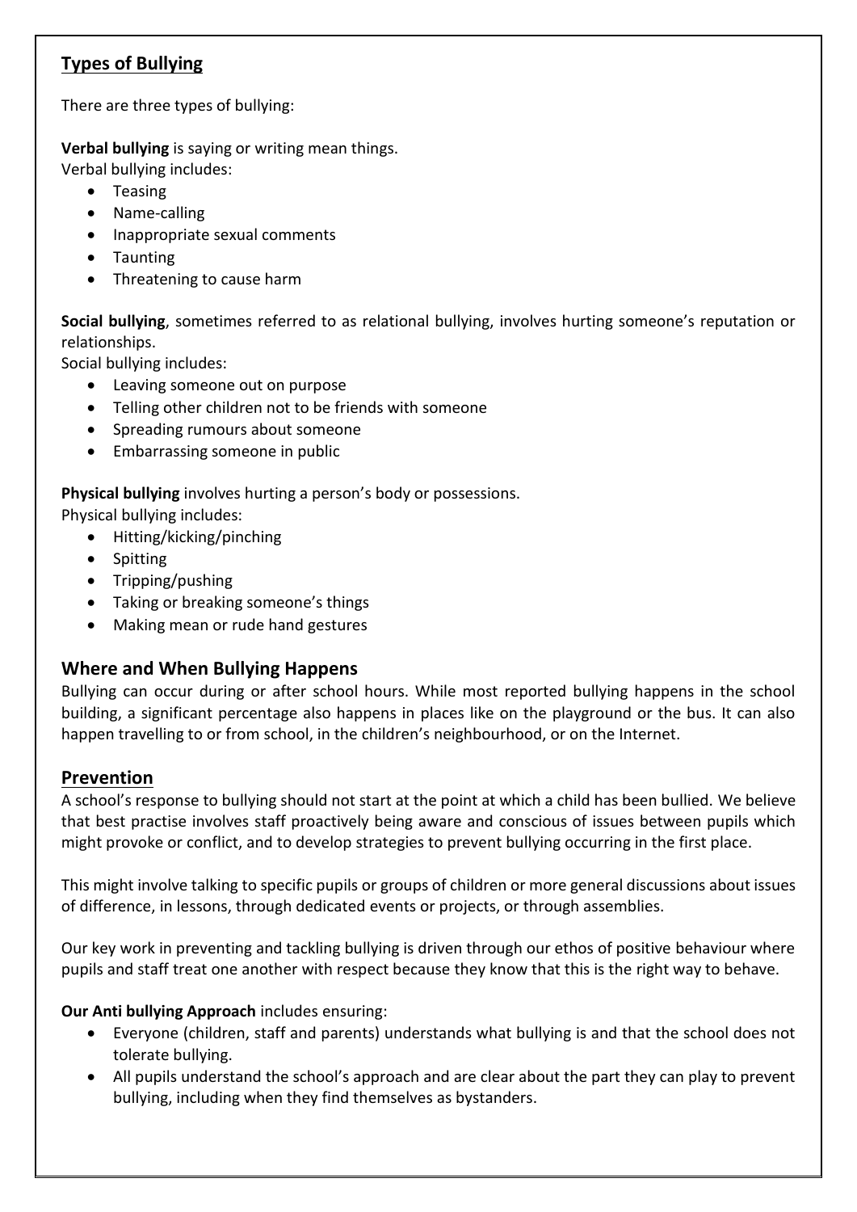## Types of Bullying

There are three types of bullying:

**Verbal bullying** is saying or writing mean things.
Verbal bullying includes:

- Teasing
- Name-calling
- Inappropriate sexual comments
- Taunting
- Threatening to cause harm

**Social bullying**, sometimes referred to as relational bullying, involves hurting someone's reputation or relationships.
Social bullying includes:

- Leaving someone out on purpose
- Telling other children not to be friends with someone
- Spreading rumours about someone
- Embarrassing someone in public

**Physical bullying** involves hurting a person's body or possessions.
Physical bullying includes:

- Hitting/kicking/pinching
- Spitting
- Tripping/pushing
- Taking or breaking someone's things
- Making mean or rude hand gestures

## Where and When Bullying Happens

Bullying can occur during or after school hours. While most reported bullying happens in the school building, a significant percentage also happens in places like on the playground or the bus. It can also happen travelling to or from school, in the children's neighbourhood, or on the Internet.

## Prevention

A school's response to bullying should not start at the point at which a child has been bullied. We believe that best practise involves staff proactively being aware and conscious of issues between pupils which might provoke or conflict, and to develop strategies to prevent bullying occurring in the first place.

This might involve talking to specific pupils or groups of children or more general discussions about issues of difference, in lessons, through dedicated events or projects, or through assemblies.

Our key work in preventing and tackling bullying is driven through our ethos of positive behaviour where pupils and staff treat one another with respect because they know that this is the right way to behave.

**Our Anti bullying Approach** includes ensuring:

- Everyone (children, staff and parents) understands what bullying is and that the school does not tolerate bullying.
- All pupils understand the school's approach and are clear about the part they can play to prevent bullying, including when they find themselves as bystanders.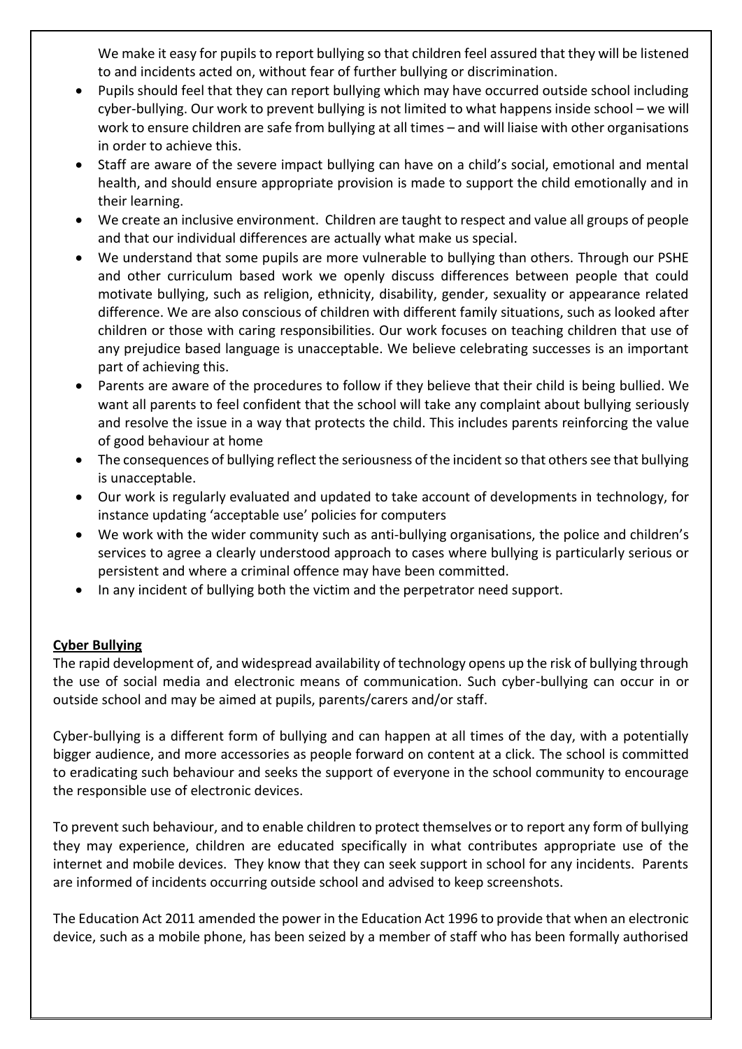We make it easy for pupils to report bullying so that children feel assured that they will be listened to and incidents acted on, without fear of further bullying or discrimination.

- Pupils should feel that they can report bullying which may have occurred outside school including cyber-bullying. Our work to prevent bullying is not limited to what happens inside school – we will work to ensure children are safe from bullying at all times – and will liaise with other organisations in order to achieve this.
- Staff are aware of the severe impact bullying can have on a child's social, emotional and mental health, and should ensure appropriate provision is made to support the child emotionally and in their learning.
- We create an inclusive environment. Children are taught to respect and value all groups of people and that our individual differences are actually what make us special.
- We understand that some pupils are more vulnerable to bullying than others. Through our PSHE and other curriculum based work we openly discuss differences between people that could motivate bullying, such as religion, ethnicity, disability, gender, sexuality or appearance related difference. We are also conscious of children with different family situations, such as looked after children or those with caring responsibilities. Our work focuses on teaching children that use of any prejudice based language is unacceptable. We believe celebrating successes is an important part of achieving this.
- Parents are aware of the procedures to follow if they believe that their child is being bullied. We want all parents to feel confident that the school will take any complaint about bullying seriously and resolve the issue in a way that protects the child. This includes parents reinforcing the value of good behaviour at home
- The consequences of bullying reflect the seriousness of the incident so that others see that bullying is unacceptable.
- Our work is regularly evaluated and updated to take account of developments in technology, for instance updating 'acceptable use' policies for computers
- We work with the wider community such as anti-bullying organisations, the police and children's services to agree a clearly understood approach to cases where bullying is particularly serious or persistent and where a criminal offence may have been committed.
- In any incident of bullying both the victim and the perpetrator need support.

**Cyber Bullying**

The rapid development of, and widespread availability of technology opens up the risk of bullying through the use of social media and electronic means of communication. Such cyber-bullying can occur in or outside school and may be aimed at pupils, parents/carers and/or staff.

Cyber-bullying is a different form of bullying and can happen at all times of the day, with a potentially bigger audience, and more accessories as people forward on content at a click. The school is committed to eradicating such behaviour and seeks the support of everyone in the school community to encourage the responsible use of electronic devices.

To prevent such behaviour, and to enable children to protect themselves or to report any form of bullying they may experience, children are educated specifically in what contributes appropriate use of the internet and mobile devices. They know that they can seek support in school for any incidents. Parents are informed of incidents occurring outside school and advised to keep screenshots.

The Education Act 2011 amended the power in the Education Act 1996 to provide that when an electronic device, such as a mobile phone, has been seized by a member of staff who has been formally authorised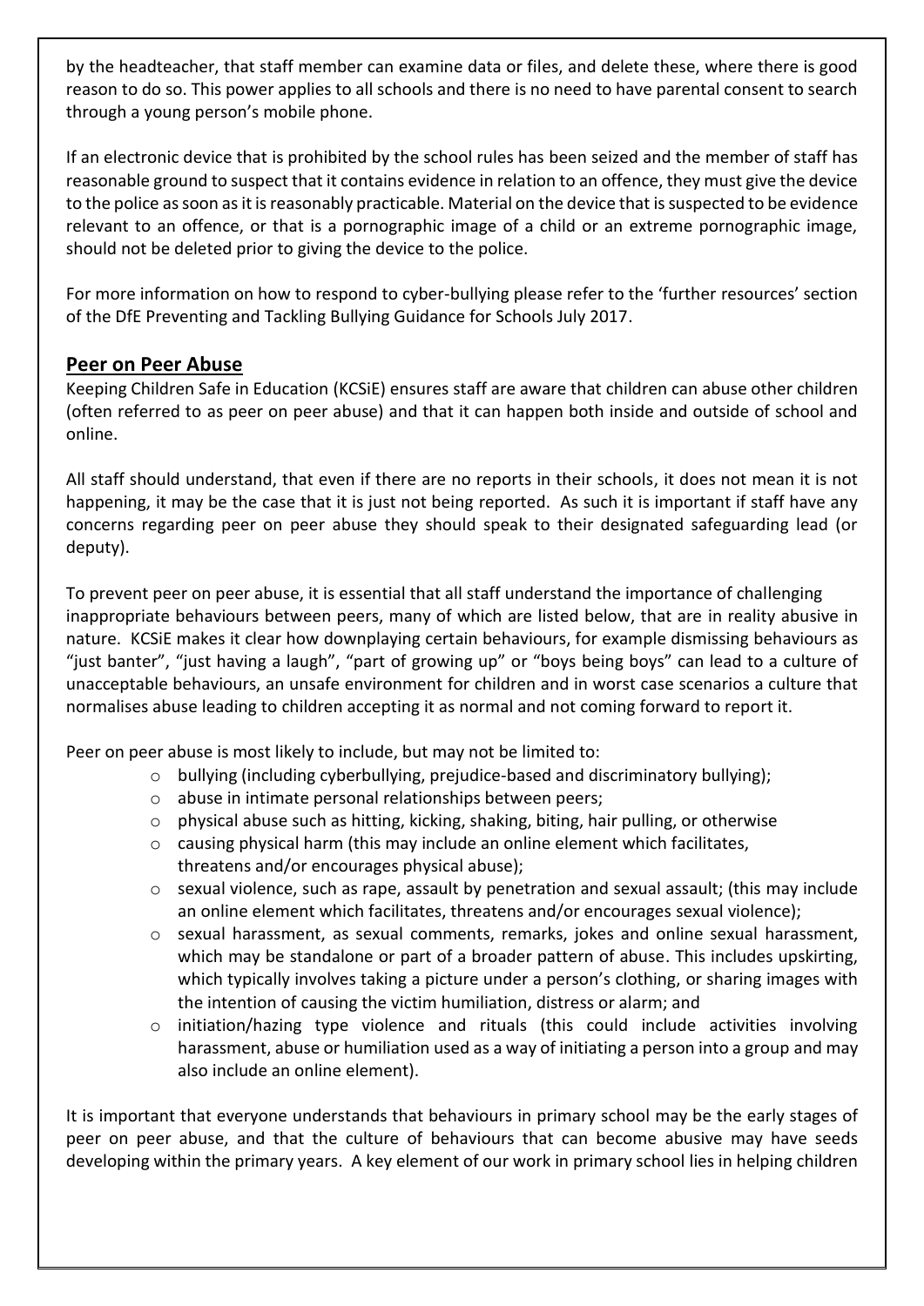by the headteacher, that staff member can examine data or files, and delete these, where there is good reason to do so. This power applies to all schools and there is no need to have parental consent to search through a young person's mobile phone.

If an electronic device that is prohibited by the school rules has been seized and the member of staff has reasonable ground to suspect that it contains evidence in relation to an offence, they must give the device to the police as soon as it is reasonably practicable. Material on the device that is suspected to be evidence relevant to an offence, or that is a pornographic image of a child or an extreme pornographic image, should not be deleted prior to giving the device to the police.

For more information on how to respond to cyber-bullying please refer to the 'further resources' section of the DfE Preventing and Tackling Bullying Guidance for Schools July 2017.

## Peer on Peer Abuse

Keeping Children Safe in Education (KCSiE) ensures staff are aware that children can abuse other children (often referred to as peer on peer abuse) and that it can happen both inside and outside of school and online.

All staff should understand, that even if there are no reports in their schools, it does not mean it is not happening, it may be the case that it is just not being reported. As such it is important if staff have any concerns regarding peer on peer abuse they should speak to their designated safeguarding lead (or deputy).

To prevent peer on peer abuse, it is essential that all staff understand the importance of challenging inappropriate behaviours between peers, many of which are listed below, that are in reality abusive in nature. KCSiE makes it clear how downplaying certain behaviours, for example dismissing behaviours as "just banter", "just having a laugh", "part of growing up" or "boys being boys" can lead to a culture of unacceptable behaviours, an unsafe environment for children and in worst case scenarios a culture that normalises abuse leading to children accepting it as normal and not coming forward to report it.

Peer on peer abuse is most likely to include, but may not be limited to:

- bullying (including cyberbullying, prejudice-based and discriminatory bullying);
- abuse in intimate personal relationships between peers;
- physical abuse such as hitting, kicking, shaking, biting, hair pulling, or otherwise
- causing physical harm (this may include an online element which facilitates, threatens and/or encourages physical abuse);
- sexual violence, such as rape, assault by penetration and sexual assault; (this may include an online element which facilitates, threatens and/or encourages sexual violence);
- sexual harassment, as sexual comments, remarks, jokes and online sexual harassment, which may be standalone or part of a broader pattern of abuse. This includes upskirting, which typically involves taking a picture under a person's clothing, or sharing images with the intention of causing the victim humiliation, distress or alarm; and
- initiation/hazing type violence and rituals (this could include activities involving harassment, abuse or humiliation used as a way of initiating a person into a group and may also include an online element).

It is important that everyone understands that behaviours in primary school may be the early stages of peer on peer abuse, and that the culture of behaviours that can become abusive may have seeds developing within the primary years. A key element of our work in primary school lies in helping children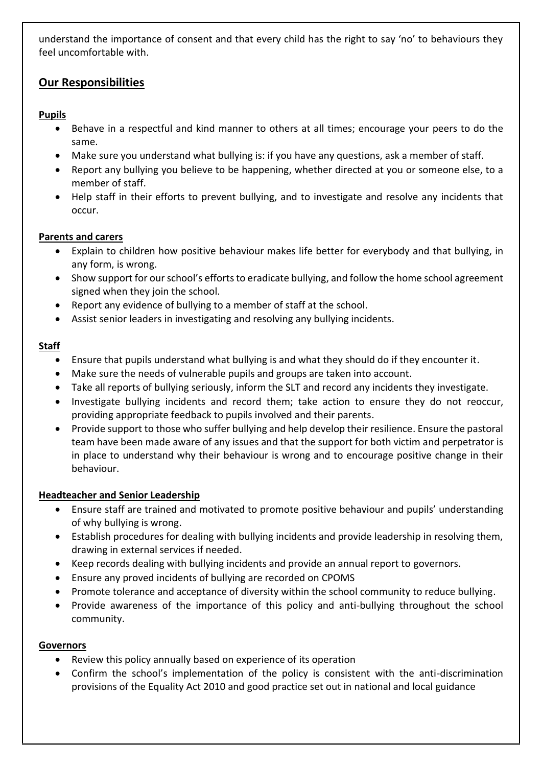understand the importance of consent and that every child has the right to say 'no' to behaviours they feel uncomfortable with.

## Our Responsibilities

### Pupils

- Behave in a respectful and kind manner to others at all times; encourage your peers to do the same.
- Make sure you understand what bullying is: if you have any questions, ask a member of staff.
- Report any bullying you believe to be happening, whether directed at you or someone else, to a member of staff.
- Help staff in their efforts to prevent bullying, and to investigate and resolve any incidents that occur.

### Parents and carers

- Explain to children how positive behaviour makes life better for everybody and that bullying, in any form, is wrong.
- Show support for our school's efforts to eradicate bullying, and follow the home school agreement signed when they join the school.
- Report any evidence of bullying to a member of staff at the school.
- Assist senior leaders in investigating and resolving any bullying incidents.

### Staff

- Ensure that pupils understand what bullying is and what they should do if they encounter it.
- Make sure the needs of vulnerable pupils and groups are taken into account.
- Take all reports of bullying seriously, inform the SLT and record any incidents they investigate.
- Investigate bullying incidents and record them; take action to ensure they do not reoccur, providing appropriate feedback to pupils involved and their parents.
- Provide support to those who suffer bullying and help develop their resilience. Ensure the pastoral team have been made aware of any issues and that the support for both victim and perpetrator is in place to understand why their behaviour is wrong and to encourage positive change in their behaviour.

### Headteacher and Senior Leadership

- Ensure staff are trained and motivated to promote positive behaviour and pupils' understanding of why bullying is wrong.
- Establish procedures for dealing with bullying incidents and provide leadership in resolving them, drawing in external services if needed.
- Keep records dealing with bullying incidents and provide an annual report to governors.
- Ensure any proved incidents of bullying are recorded on CPOMS
- Promote tolerance and acceptance of diversity within the school community to reduce bullying.
- Provide awareness of the importance of this policy and anti-bullying throughout the school community.

### Governors

- Review this policy annually based on experience of its operation
- Confirm the school's implementation of the policy is consistent with the anti-discrimination provisions of the Equality Act 2010 and good practice set out in national and local guidance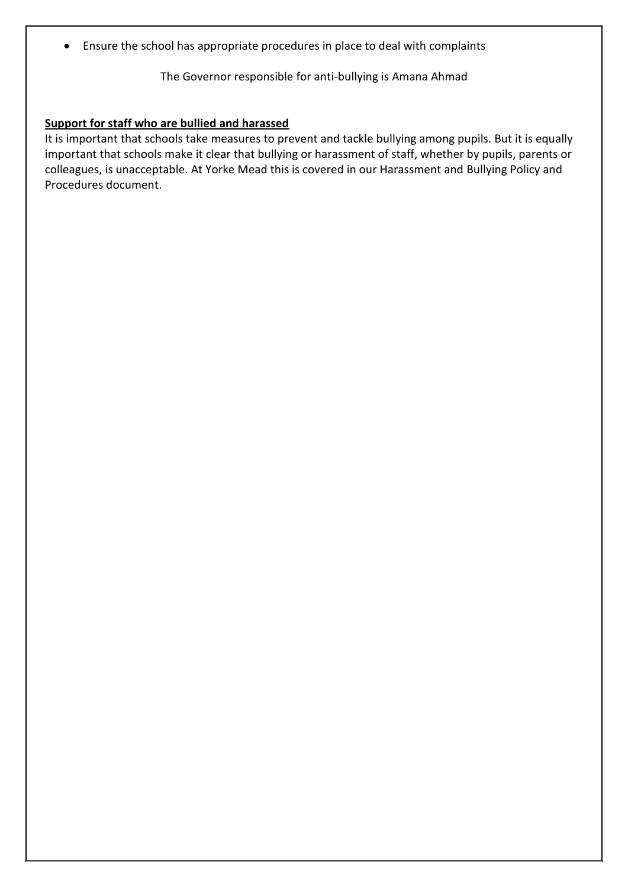- Ensure the school has appropriate procedures in place to deal with complaints

The Governor responsible for anti-bullying is Amana Ahmad

**Support for staff who are bullied and harassed**

It is important that schools take measures to prevent and tackle bullying among pupils. But it is equally important that schools make it clear that bullying or harassment of staff, whether by pupils, parents or colleagues, is unacceptable. At Yorke Mead this is covered in our Harassment and Bullying Policy and Procedures document.